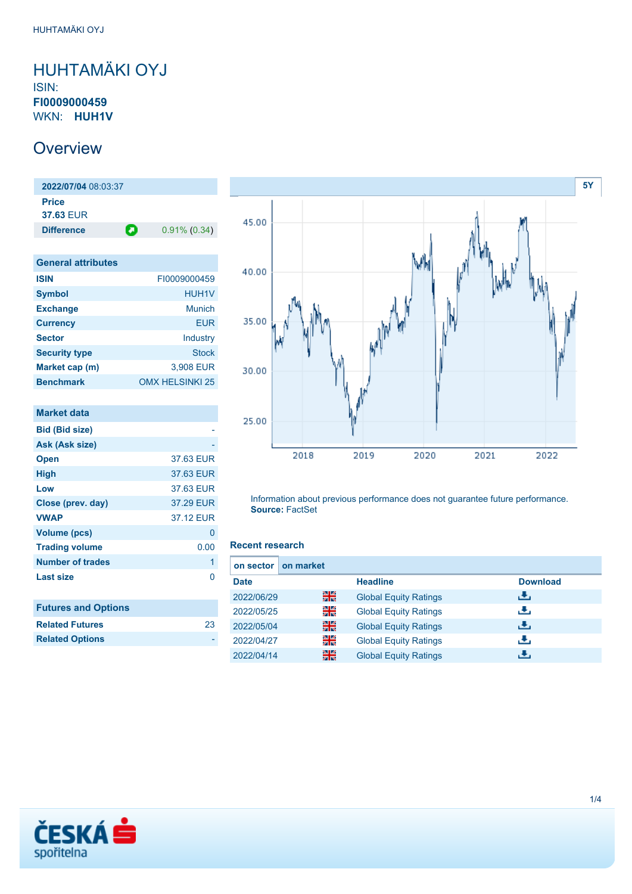# HUHTAMÄKI OYJ

ISIN:
**FI0009000459**
WKN: **HUH1V**

## Overview

| **2022/07/04** 08:03:37 | |
|---|---|
| **Price** | |
| **37.63** EUR | |
| **Difference** | 0.91% (0.34) |

| General attributes | |
|---|---|
| **ISIN** | FI0009000459 |
| **Symbol** | HUH1V |
| **Exchange** | Munich |
| **Currency** | EUR |
| **Sector** | Industry |
| **Security type** | Stock |
| **Market cap (m)** | 3,908 EUR |
| **Benchmark** | OMX HELSINKI 25 |

| Market data | |
|---|---|
| **Bid (Bid size)** | - |
| **Ask (Ask size)** | - |
| **Open** | 37.63 EUR |
| **High** | 37.63 EUR |
| **Low** | 37.63 EUR |
| **Close (prev. day)** | 37.29 EUR |
| **VWAP** | 37.12 EUR |
| **Volume (pcs)** | 0 |
| **Trading volume** | 0.00 |
| **Number of trades** | 1 |
| **Last size** | 0 |

| Futures and Options | |
|---|---|
| **Related Futures** | 23 |
| **Related Options** | - |

Information about previous performance does not guarantee future performance.
**Source:** FactSet

### Recent research

on sector | on market

| Date | | Headline | Download |
|---|---|---|---|
| 2022/06/29 | | Global Equity Ratings | |
| 2022/05/25 | | Global Equity Ratings | |
| 2022/05/04 | | Global Equity Ratings | |
| 2022/04/27 | | Global Equity Ratings | |
| 2022/04/14 | | Global Equity Ratings | |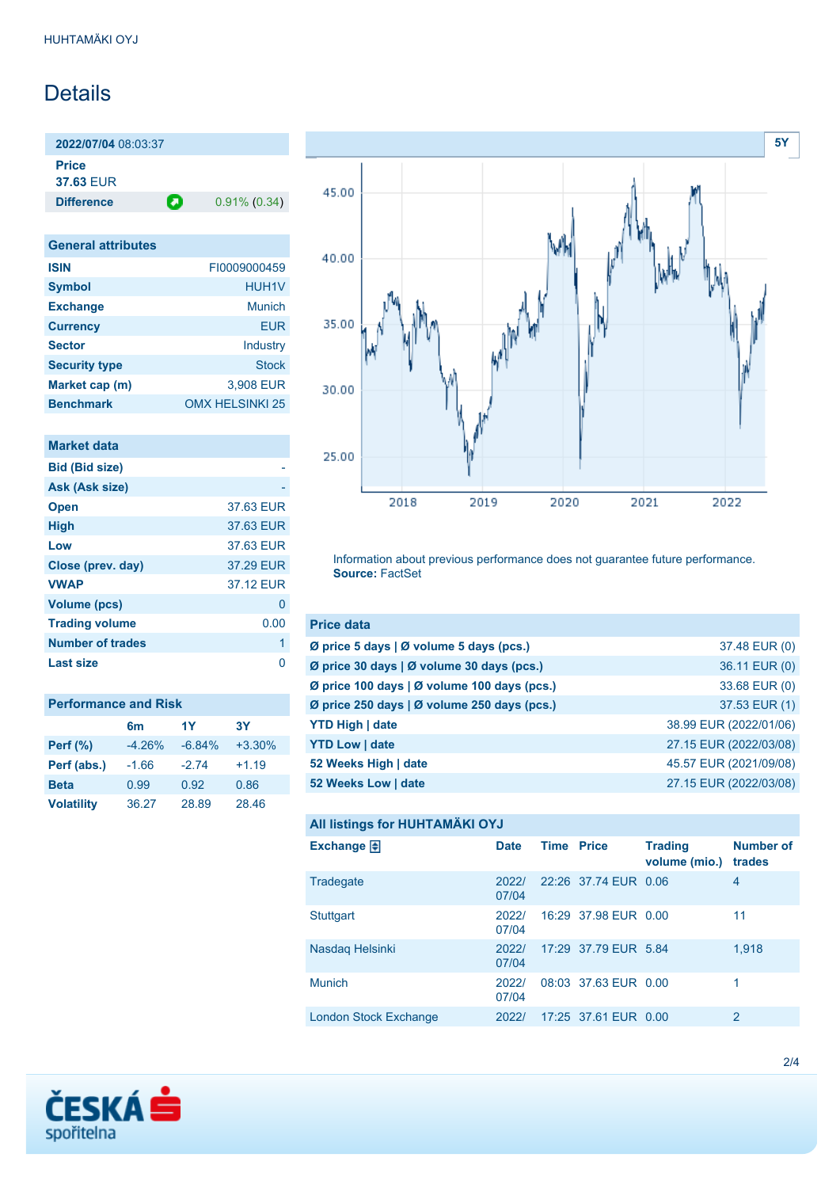# Details

| 2022/07/04 08:03:37 | |
|---|---|
| **Price** 37.63 EUR | |
| **Difference** | 0.91% (0.34) |

| General attributes | |
|---|---|
| **ISIN** | FI0009000459 |
| **Symbol** | HUH1V |
| **Exchange** | Munich |
| **Currency** | EUR |
| **Sector** | Industry |
| **Security type** | Stock |
| **Market cap (m)** | 3,908 EUR |
| **Benchmark** | OMX HELSINKI 25 |

| Market data | |
|---|---|
| **Bid (Bid size)** | - |
| **Ask (Ask size)** | - |
| **Open** | 37.63 EUR |
| **High** | 37.63 EUR |
| **Low** | 37.63 EUR |
| **Close (prev. day)** | 37.29 EUR |
| **VWAP** | 37.12 EUR |
| **Volume (pcs)** | 0 |
| **Trading volume** | 0.00 |
| **Number of trades** | 1 |
| **Last size** | 0 |

| Performance and Risk | 6m | 1Y | 3Y |
|---|---|---|---|
| **Perf (%)** | -4.26% | -6.84% | +3.30% |
| **Perf (abs.)** | -1.66 | -2.74 | +1.19 |
| **Beta** | 0.99 | 0.92 | 0.86 |
| **Volatility** | 36.27 | 28.89 | 28.46 |

Information about previous performance does not guarantee future performance. **Source:** FactSet

| Price data | |
|---|---|
| **Ø price 5 days \| Ø volume 5 days (pcs.)** | 37.48 EUR (0) |
| **Ø price 30 days \| Ø volume 30 days (pcs.)** | 36.11 EUR (0) |
| **Ø price 100 days \| Ø volume 100 days (pcs.)** | 33.68 EUR (0) |
| **Ø price 250 days \| Ø volume 250 days (pcs.)** | 37.53 EUR (1) |
| **YTD High \| date** | 38.99 EUR (2022/01/06) |
| **YTD Low \| date** | 27.15 EUR (2022/03/08) |
| **52 Weeks High \| date** | 45.57 EUR (2021/09/08) |
| **52 Weeks Low \| date** | 27.15 EUR (2022/03/08) |

**All listings for HUHTAMÄKI OYJ**

| Exchange | Date | Time | Price | Trading volume (mio.) | Number of trades |
|---|---|---|---|---|---|
| Tradegate | 2022/07/04 | 22:26 | 37.74 EUR | 0.06 | 4 |
| Stuttgart | 2022/07/04 | 16:29 | 37.98 EUR | 0.00 | 11 |
| Nasdaq Helsinki | 2022/07/04 | 17:29 | 37.79 EUR | 5.84 | 1,918 |
| Munich | 2022/07/04 | 08:03 | 37.63 EUR | 0.00 | 1 |
| London Stock Exchange | 2022/ | 17:25 | 37.61 EUR | 0.00 | 2 |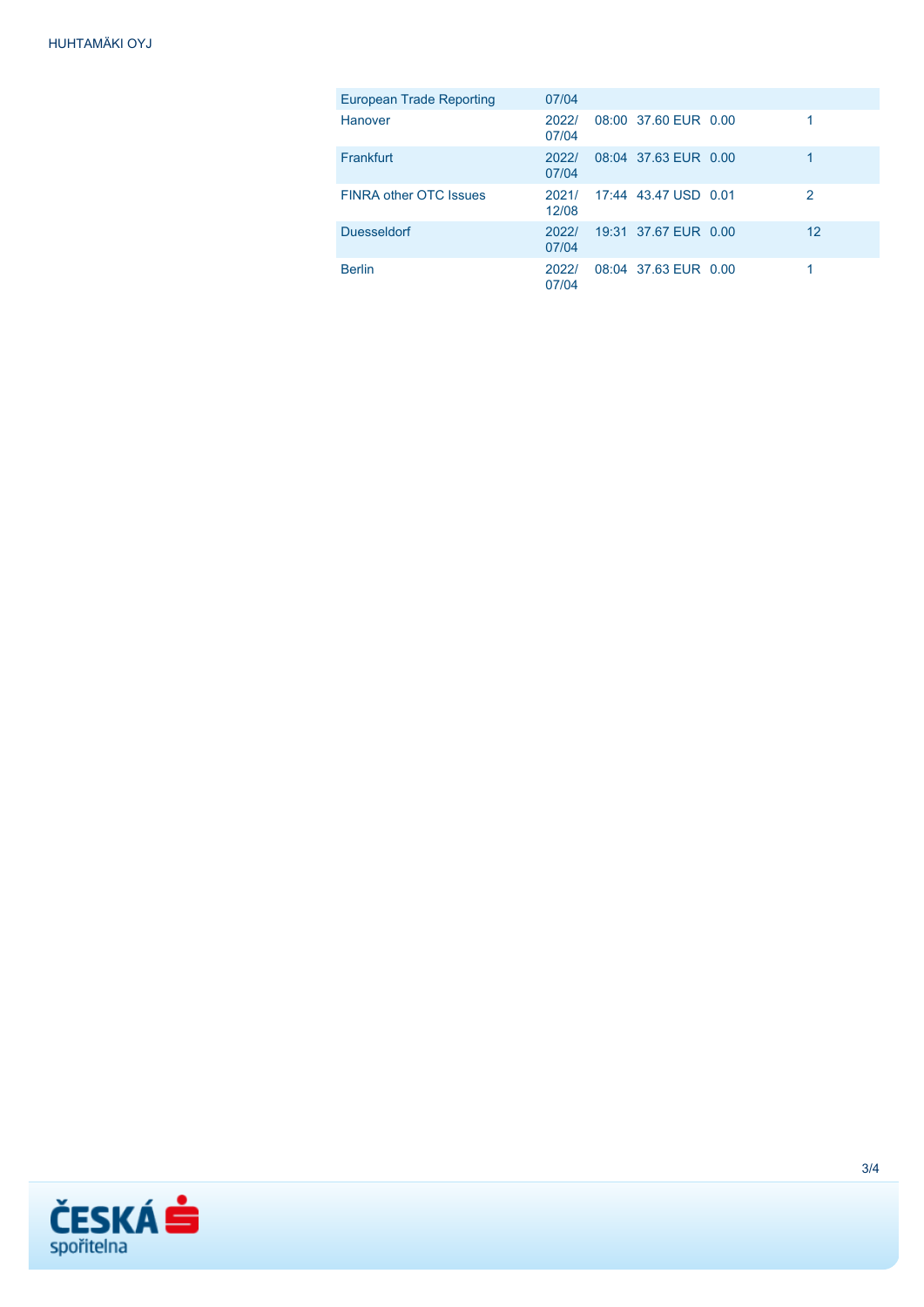| | | | | | |
|---|---|---|---|---|---|
| European Trade Reporting | 07/04 | | | | |
| Hanover | 2022/ 07/04 | 08:00 | 37.60 EUR | 0.00 | 1 |
| Frankfurt | 2022/ 07/04 | 08:04 | 37.63 EUR | 0.00 | 1 |
| FINRA other OTC Issues | 2021/ 12/08 | 17:44 | 43.47 USD | 0.01 | 2 |
| Duesseldorf | 2022/ 07/04 | 19:31 | 37.67 EUR | 0.00 | 12 |
| Berlin | 2022/ 07/04 | 08:04 | 37.63 EUR | 0.00 | 1 |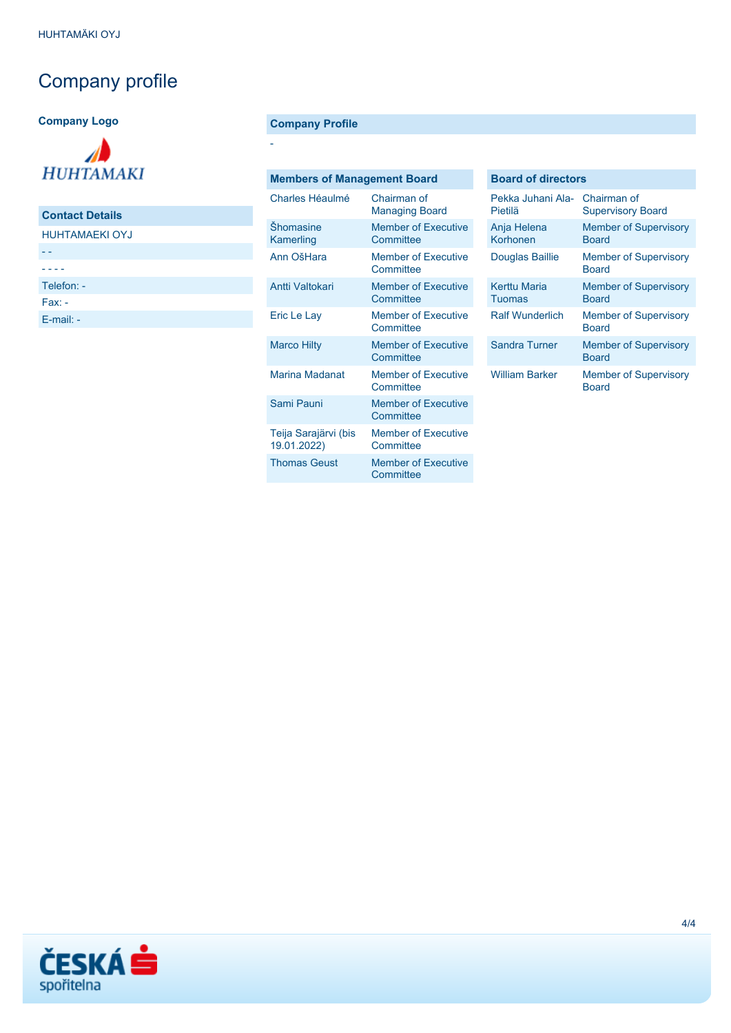# Company profile

**Company Logo**

HUHTAMAKI

| Contact Details |
| --- |
| HUHTAMAEKI OYJ |
| - - |
| - - - - |
| Telefon: - |
| Fax: - |
| E-mail: - |

**Company Profile**

-

| Members of Management Board | |
| --- | --- |
| Charles Héaulmé | Chairman of Managing Board |
| Šhomasine Kamerling | Member of Executive Committee |
| Ann OšHara | Member of Executive Committee |
| Antti Valtokari | Member of Executive Committee |
| Eric Le Lay | Member of Executive Committee |
| Marco Hilty | Member of Executive Committee |
| Marina Madanat | Member of Executive Committee |
| Sami Pauni | Member of Executive Committee |
| Teija Sarajärvi (bis 19.01.2022) | Member of Executive Committee |
| Thomas Geust | Member of Executive Committee |

| Board of directors | |
| --- | --- |
| Pekka Juhani Ala-Pietilä | Chairman of Supervisory Board |
| Anja Helena Korhonen | Member of Supervisory Board |
| Douglas Baillie | Member of Supervisory Board |
| Kerttu Maria Tuomas | Member of Supervisory Board |
| Ralf Wunderlich | Member of Supervisory Board |
| Sandra Turner | Member of Supervisory Board |
| William Barker | Member of Supervisory Board |